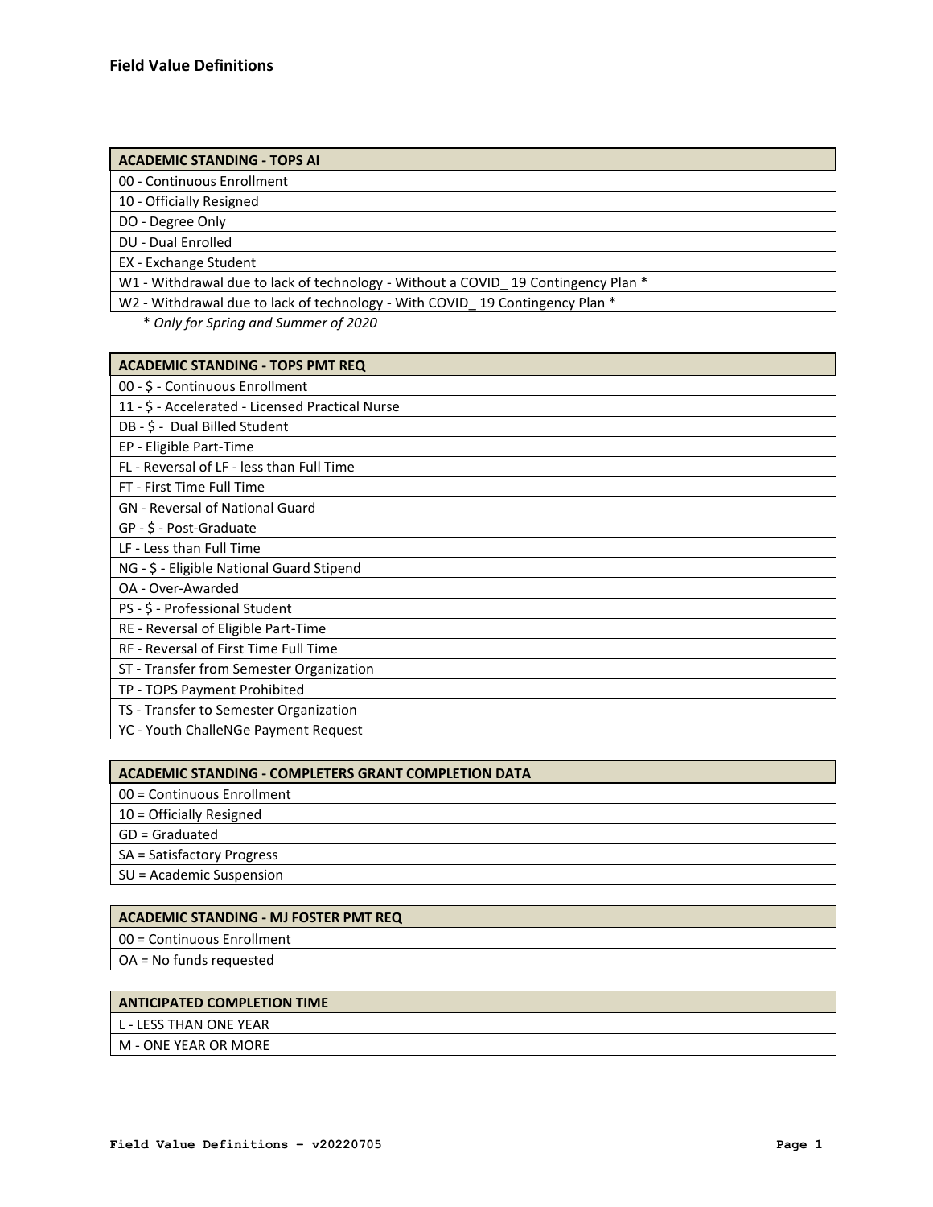# Field Value Definitions

| ACADEMIC STANDING - TOPS AI |
| --- |
| 00 - Continuous Enrollment |
| 10 - Officially Resigned |
| DO - Degree Only |
| DU - Dual Enrolled |
| EX - Exchange Student |
| W1 - Withdrawal due to lack of technology - Without a COVID_ 19 Contingency Plan * |
| W2 - Withdrawal due to lack of technology - With COVID_ 19 Contingency Plan * |

* *Only for Spring and Summer of 2020*

| ACADEMIC STANDING - TOPS PMT REQ |
| --- |
| 00 - $ - Continuous Enrollment |
| 11 - $ - Accelerated - Licensed Practical Nurse |
| DB - $ - Dual Billed Student |
| EP - Eligible Part-Time |
| FL - Reversal of LF - less than Full Time |
| FT - First Time Full Time |
| GN - Reversal of National Guard |
| GP - $ - Post-Graduate |
| LF - Less than Full Time |
| NG - $ - Eligible National Guard Stipend |
| OA - Over-Awarded |
| PS - $ - Professional Student |
| RE - Reversal of Eligible Part-Time |
| RF - Reversal of First Time Full Time |
| ST - Transfer from Semester Organization |
| TP - TOPS Payment Prohibited |
| TS - Transfer to Semester Organization |
| YC - Youth ChalleNGe Payment Request |

| ACADEMIC STANDING - COMPLETERS GRANT COMPLETION DATA |
| --- |
| 00 = Continuous Enrollment |
| 10 = Officially Resigned |
| GD = Graduated |
| SA = Satisfactory Progress |
| SU = Academic Suspension |

| ACADEMIC STANDING - MJ FOSTER PMT REQ |
| --- |
| 00 = Continuous Enrollment |
| OA = No funds requested |

| ANTICIPATED COMPLETION TIME |
| --- |
| L - LESS THAN ONE YEAR |
| M - ONE YEAR OR MORE |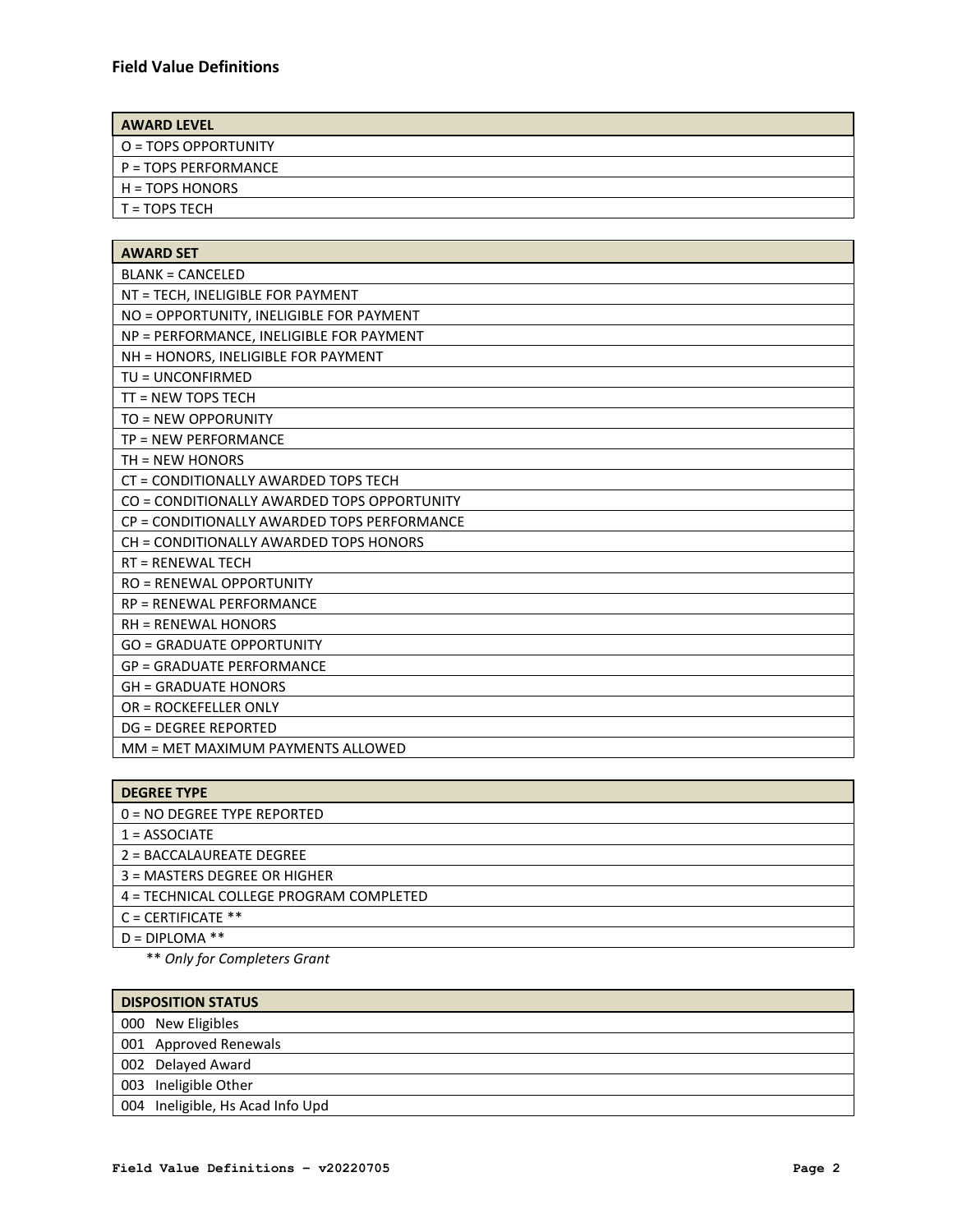## Field Value Definitions

| AWARD LEVEL |
| --- |
| O = TOPS OPPORTUNITY |
| P = TOPS PERFORMANCE |
| H = TOPS HONORS |
| T = TOPS TECH |

| AWARD SET |
| --- |
| BLANK = CANCELED |
| NT = TECH, INELIGIBLE FOR PAYMENT |
| NO = OPPORTUNITY, INELIGIBLE FOR PAYMENT |
| NP = PERFORMANCE, INELIGIBLE FOR PAYMENT |
| NH = HONORS, INELIGIBLE FOR PAYMENT |
| TU = UNCONFIRMED |
| TT = NEW TOPS TECH |
| TO = NEW OPPORUNITY |
| TP = NEW PERFORMANCE |
| TH = NEW HONORS |
| CT = CONDITIONALLY AWARDED TOPS TECH |
| CO = CONDITIONALLY AWARDED TOPS OPPORTUNITY |
| CP = CONDITIONALLY AWARDED TOPS PERFORMANCE |
| CH = CONDITIONALLY AWARDED TOPS HONORS |
| RT = RENEWAL TECH |
| RO = RENEWAL OPPORTUNITY |
| RP = RENEWAL PERFORMANCE |
| RH = RENEWAL HONORS |
| GO = GRADUATE OPPORTUNITY |
| GP = GRADUATE PERFORMANCE |
| GH = GRADUATE HONORS |
| OR = ROCKEFELLER ONLY |
| DG = DEGREE REPORTED |
| MM = MET MAXIMUM PAYMENTS ALLOWED |

| DEGREE TYPE |
| --- |
| 0 = NO DEGREE TYPE REPORTED |
| 1 = ASSOCIATE |
| 2 = BACCALAUREATE DEGREE |
| 3 = MASTERS DEGREE OR HIGHER |
| 4 = TECHNICAL COLLEGE PROGRAM COMPLETED |
| C = CERTIFICATE ** |
| D = DIPLOMA ** |

** *Only for Completers Grant*

| DISPOSITION STATUS |
| --- |
| 000 New Eligibles |
| 001 Approved Renewals |
| 002 Delayed Award |
| 003 Ineligible Other |
| 004 Ineligible, Hs Acad Info Upd |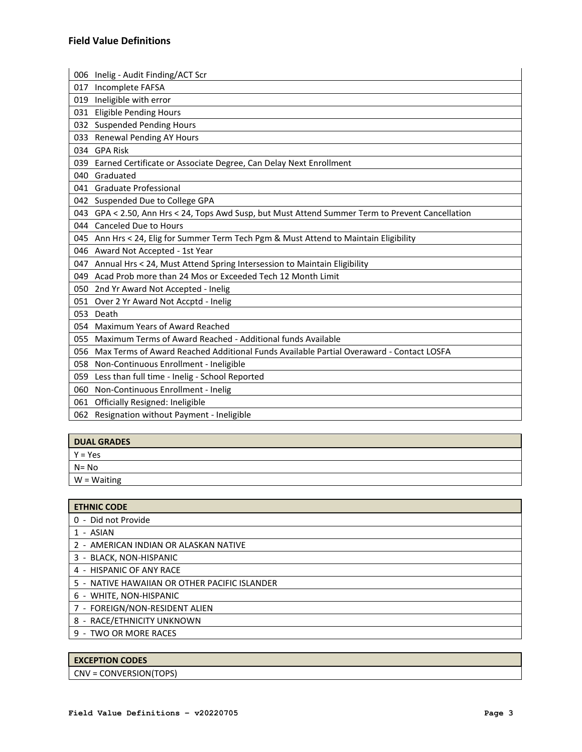## Field Value Definitions

| |
|---|
| 006 Inelig - Audit Finding/ACT Scr |
| 017 Incomplete FAFSA |
| 019 Ineligible with error |
| 031 Eligible Pending Hours |
| 032 Suspended Pending Hours |
| 033 Renewal Pending AY Hours |
| 034 GPA Risk |
| 039 Earned Certificate or Associate Degree, Can Delay Next Enrollment |
| 040 Graduated |
| 041 Graduate Professional |
| 042 Suspended Due to College GPA |
| 043 GPA < 2.50, Ann Hrs < 24, Tops Awd Susp, but Must Attend Summer Term to Prevent Cancellation |
| 044 Canceled Due to Hours |
| 045 Ann Hrs < 24, Elig for Summer Term Tech Pgm & Must Attend to Maintain Eligibility |
| 046 Award Not Accepted - 1st Year |
| 047 Annual Hrs < 24, Must Attend Spring Intersession to Maintain Eligibility |
| 049 Acad Prob more than 24 Mos or Exceeded Tech 12 Month Limit |
| 050 2nd Yr Award Not Accepted - Inelig |
| 051 Over 2 Yr Award Not Accptd - Inelig |
| 053 Death |
| 054 Maximum Years of Award Reached |
| 055 Maximum Terms of Award Reached - Additional funds Available |
| 056 Max Terms of Award Reached Additional Funds Available Partial Overaward - Contact LOSFA |
| 058 Non-Continuous Enrollment - Ineligible |
| 059 Less than full time - Inelig - School Reported |
| 060 Non-Continuous Enrollment - Inelig |
| 061 Officially Resigned: Ineligible |
| 062 Resignation without Payment - Ineligible |

| DUAL GRADES |
|---|
| Y = Yes |
| N= No |
| W = Waiting |

| ETHNIC CODE |
|---|
| 0 - Did not Provide |
| 1 - ASIAN |
| 2 - AMERICAN INDIAN OR ALASKAN NATIVE |
| 3 - BLACK, NON-HISPANIC |
| 4 - HISPANIC OF ANY RACE |
| 5 - NATIVE HAWAIIAN OR OTHER PACIFIC ISLANDER |
| 6 - WHITE, NON-HISPANIC |
| 7 - FOREIGN/NON-RESIDENT ALIEN |
| 8 - RACE/ETHNICITY UNKNOWN |
| 9 - TWO OR MORE RACES |

| EXCEPTION CODES |
|---|
| CNV = CONVERSION(TOPS) |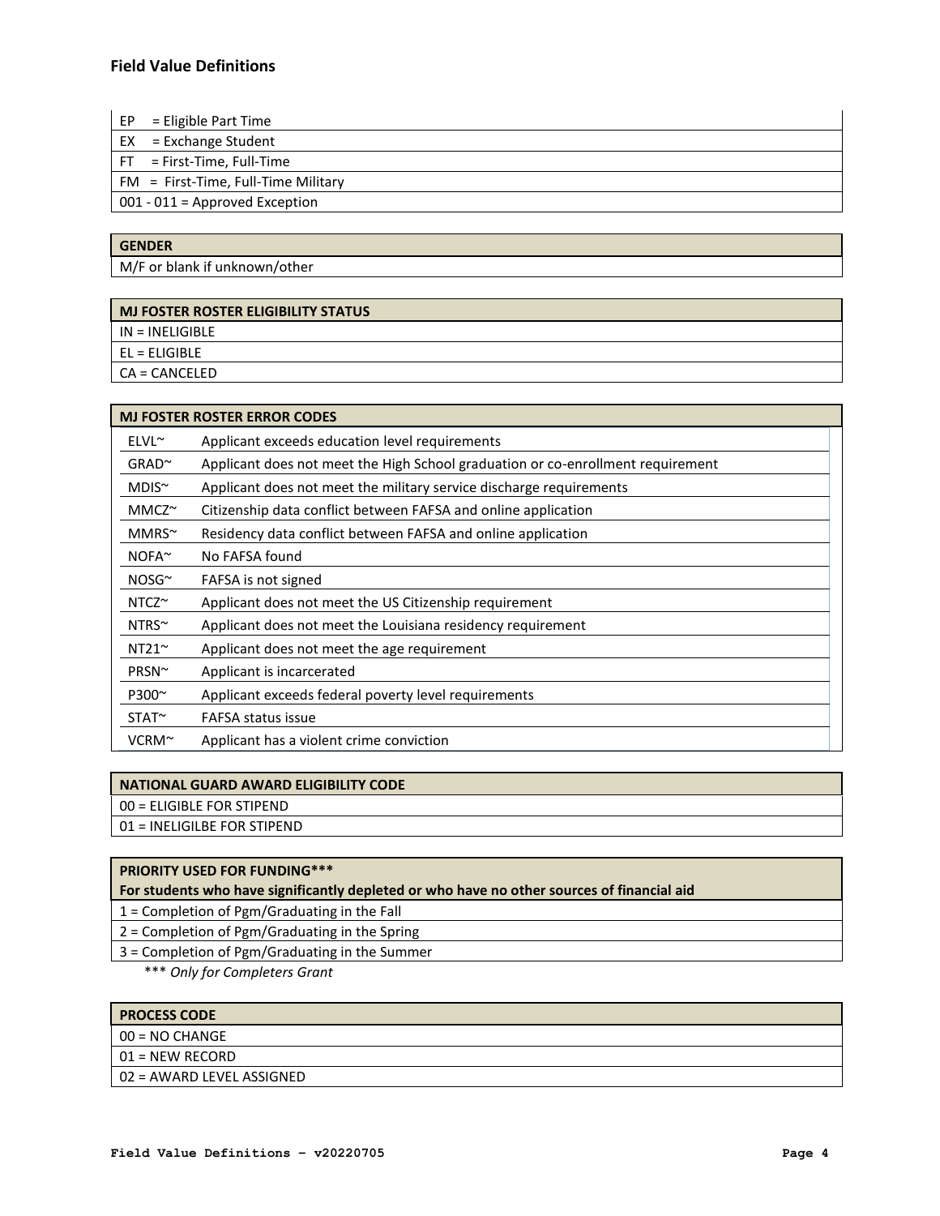## Field Value Definitions

| |
|---|
| EP = Eligible Part Time |
| EX = Exchange Student |
| FT = First-Time, Full-Time |
| FM = First-Time, Full-Time Military |
| 001 - 011 = Approved Exception |

| GENDER |
|---|
| M/F or blank if unknown/other |

| MJ FOSTER ROSTER ELIGIBILITY STATUS |
|---|
| IN = INELIGIBLE |
| EL = ELIGIBLE |
| CA = CANCELED |

| MJ FOSTER ROSTER ERROR CODES | |
|---|---|
| ELVL~ | Applicant exceeds education level requirements |
| GRAD~ | Applicant does not meet the High School graduation or co-enrollment requirement |
| MDIS~ | Applicant does not meet the military service discharge requirements |
| MMCZ~ | Citizenship data conflict between FAFSA and online application |
| MMRS~ | Residency data conflict between FAFSA and online application |
| NOFA~ | No FAFSA found |
| NOSG~ | FAFSA is not signed |
| NTCZ~ | Applicant does not meet the US Citizenship requirement |
| NTRS~ | Applicant does not meet the Louisiana residency requirement |
| NT21~ | Applicant does not meet the age requirement |
| PRSN~ | Applicant is incarcerated |
| P300~ | Applicant exceeds federal poverty level requirements |
| STAT~ | FAFSA status issue |
| VCRM~ | Applicant has a violent crime conviction |

| NATIONAL GUARD AWARD ELIGIBILITY CODE |
|---|
| 00 = ELIGIBLE FOR STIPEND |
| 01 = INELIGILBE FOR STIPEND |

| PRIORITY USED FOR FUNDING*** For students who have significantly depleted or who have no other sources of financial aid |
|---|
| 1 = Completion of Pgm/Graduating in the Fall |
| 2 = Completion of Pgm/Graduating in the Spring |
| 3 = Completion of Pgm/Graduating in the Summer |

*** *Only for Completers Grant*

| PROCESS CODE |
|---|
| 00 = NO CHANGE |
| 01 = NEW RECORD |
| 02 = AWARD LEVEL ASSIGNED |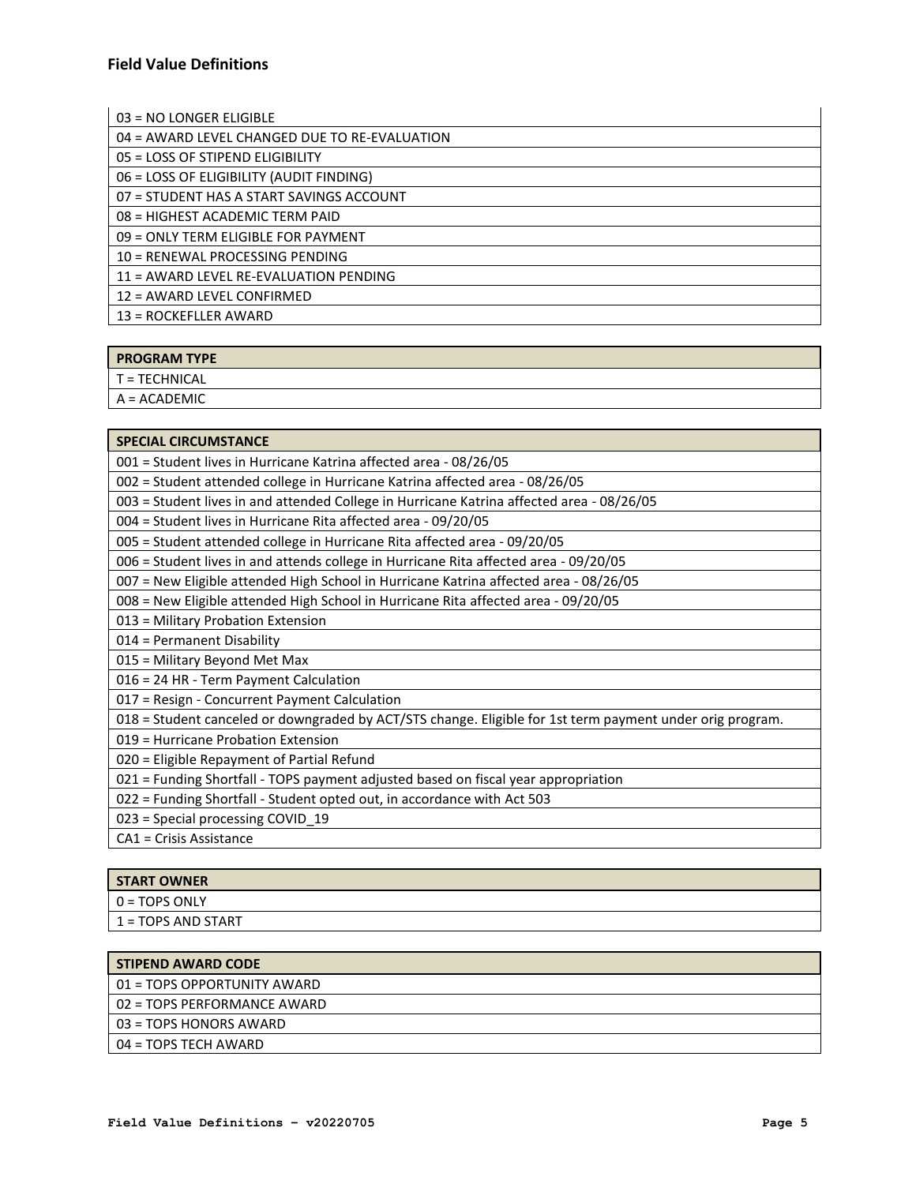## Field Value Definitions

| |
|---|
| 03 = NO LONGER ELIGIBLE |
| 04 = AWARD LEVEL CHANGED DUE TO RE-EVALUATION |
| 05 = LOSS OF STIPEND ELIGIBILITY |
| 06 = LOSS OF ELIGIBILITY (AUDIT FINDING) |
| 07 = STUDENT HAS A START SAVINGS ACCOUNT |
| 08 = HIGHEST ACADEMIC TERM PAID |
| 09 = ONLY TERM ELIGIBLE FOR PAYMENT |
| 10 = RENEWAL PROCESSING PENDING |
| 11 = AWARD LEVEL RE-EVALUATION PENDING |
| 12 = AWARD LEVEL CONFIRMED |
| 13 = ROCKEFLLER AWARD |

| PROGRAM TYPE |
|---|
| T = TECHNICAL |
| A = ACADEMIC |

| SPECIAL CIRCUMSTANCE |
|---|
| 001 = Student lives in Hurricane Katrina affected area - 08/26/05 |
| 002 = Student attended college in Hurricane Katrina affected area - 08/26/05 |
| 003 = Student lives in and attended College in Hurricane Katrina affected area - 08/26/05 |
| 004 = Student lives in Hurricane Rita affected area - 09/20/05 |
| 005 = Student attended college in Hurricane Rita affected area - 09/20/05 |
| 006 = Student lives in and attends college in Hurricane Rita affected area - 09/20/05 |
| 007 = New Eligible attended High School in Hurricane Katrina affected area - 08/26/05 |
| 008 = New Eligible attended High School in Hurricane Rita affected area - 09/20/05 |
| 013 = Military Probation Extension |
| 014 = Permanent Disability |
| 015 = Military Beyond Met Max |
| 016 = 24 HR - Term Payment Calculation |
| 017 = Resign - Concurrent Payment Calculation |
| 018 = Student canceled or downgraded by ACT/STS change. Eligible for 1st term payment under orig program. |
| 019 = Hurricane Probation Extension |
| 020 = Eligible Repayment of Partial Refund |
| 021 = Funding Shortfall - TOPS payment adjusted based on fiscal year appropriation |
| 022 = Funding Shortfall - Student opted out, in accordance with Act 503 |
| 023 = Special processing COVID_19 |
| CA1 = Crisis Assistance |

| START OWNER |
|---|
| 0 = TOPS ONLY |
| 1 = TOPS AND START |

| STIPEND AWARD CODE |
|---|
| 01 = TOPS OPPORTUNITY AWARD |
| 02 = TOPS PERFORMANCE AWARD |
| 03 = TOPS HONORS AWARD |
| 04 = TOPS TECH AWARD |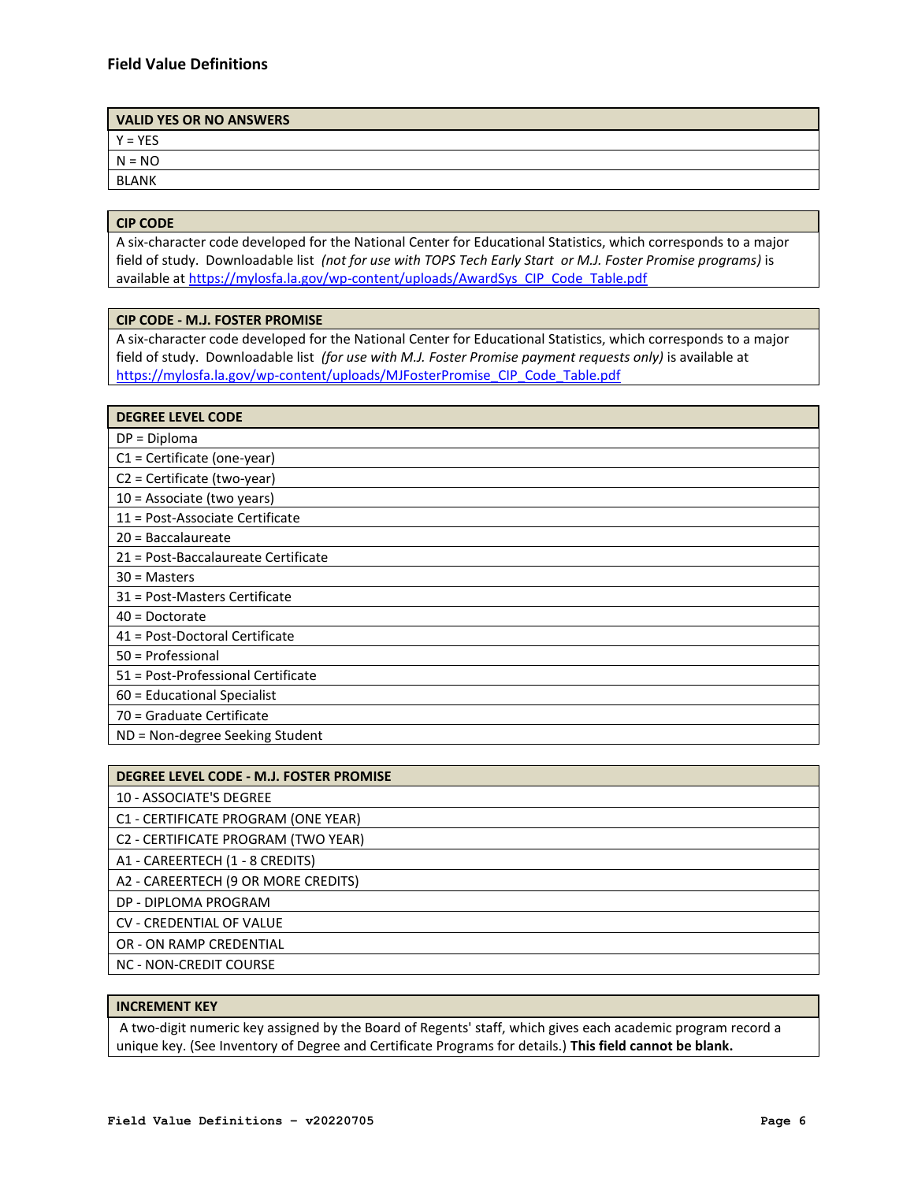## Field Value Definitions

| VALID YES OR NO ANSWERS |
|---|
| Y = YES |
| N = NO |
| BLANK |

| CIP CODE |
|---|
| A six-character code developed for the National Center for Educational Statistics, which corresponds to a major field of study. Downloadable list *(not for use with TOPS Tech Early Start or M.J. Foster Promise programs)* is available at https://mylosfa.la.gov/wp-content/uploads/AwardSys_CIP_Code_Table.pdf |

| CIP CODE - M.J. FOSTER PROMISE |
|---|
| A six-character code developed for the National Center for Educational Statistics, which corresponds to a major field of study. Downloadable list *(for use with M.J. Foster Promise payment requests only)* is available at https://mylosfa.la.gov/wp-content/uploads/MJFosterPromise_CIP_Code_Table.pdf |

| DEGREE LEVEL CODE |
|---|
| DP = Diploma |
| C1 = Certificate (one-year) |
| C2 = Certificate (two-year) |
| 10 = Associate (two years) |
| 11 = Post-Associate Certificate |
| 20 = Baccalaureate |
| 21 = Post-Baccalaureate Certificate |
| 30 = Masters |
| 31 = Post-Masters Certificate |
| 40 = Doctorate |
| 41 = Post-Doctoral Certificate |
| 50 = Professional |
| 51 = Post-Professional Certificate |
| 60 = Educational Specialist |
| 70 = Graduate Certificate |
| ND = Non-degree Seeking Student |

| DEGREE LEVEL CODE - M.J. FOSTER PROMISE |
|---|
| 10 - ASSOCIATE'S DEGREE |
| C1 - CERTIFICATE PROGRAM (ONE YEAR) |
| C2 - CERTIFICATE PROGRAM (TWO YEAR) |
| A1 - CAREERTECH (1 - 8 CREDITS) |
| A2 - CAREERTECH (9 OR MORE CREDITS) |
| DP - DIPLOMA PROGRAM |
| CV - CREDENTIAL OF VALUE |
| OR - ON RAMP CREDENTIAL |
| NC - NON-CREDIT COURSE |

| INCREMENT KEY |
|---|
| A two-digit numeric key assigned by the Board of Regents' staff, which gives each academic program record a unique key. (See Inventory of Degree and Certificate Programs for details.) **This field cannot be blank.** |